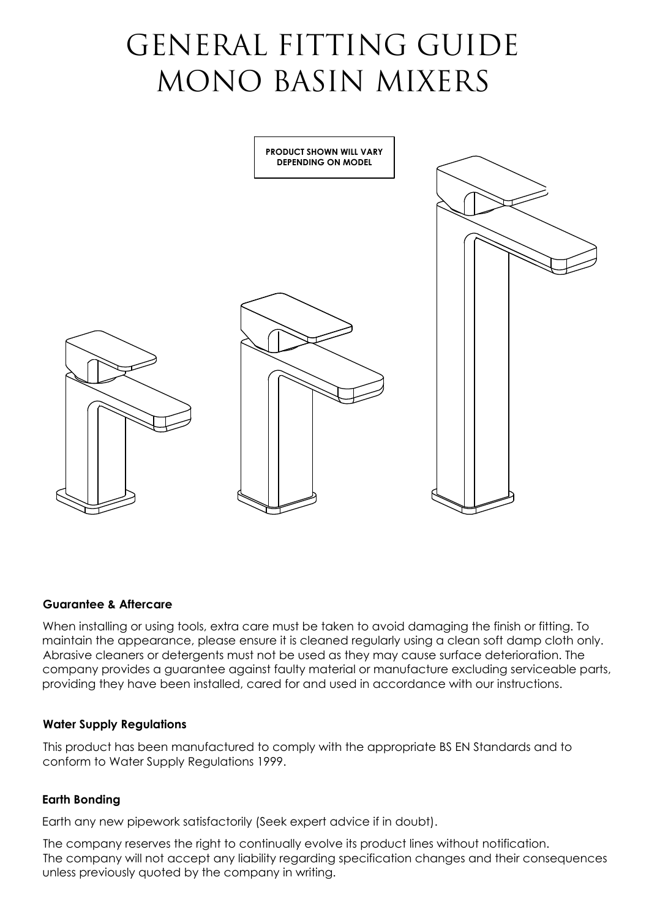# GENERAL FITTING GUIDE MONO BASIN MIXERS

**PRODUCT SHOWN WILL VARY DEPENDING ON MODEL**

### Guarantee & Aftercare

When installing or using tools, extra care must be taken to avoid damaging the finish or fitting. To maintain the appearance, please ensure it is cleaned regularly using a clean soft damp cloth only. Abrasive cleaners or detergents must not be used as they may cause surface deterioration. The company provides a guarantee against faulty material or manufacture excluding serviceable parts, providing they have been installed, cared for and used in accordance with our instructions.

### Water Supply Regulations

This product has been manufactured to comply with the appropriate BS EN Standards and to conform to Water Supply Regulations 1999.

### Earth Bonding

Earth any new pipework satisfactorily (Seek expert advice if in doubt).

The company reserves the right to continually evolve its product lines without notification.
The company will not accept any liability regarding specification changes and their consequences unless previously quoted by the company in writing.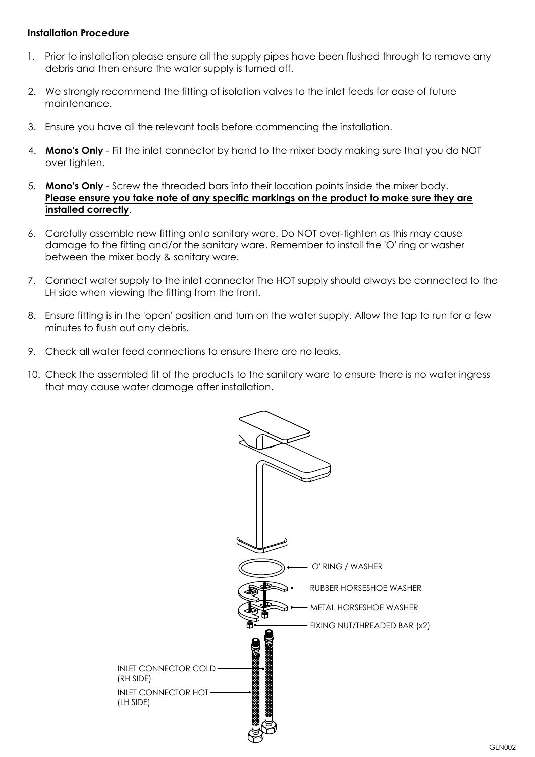**Installation Procedure**

1. Prior to installation please ensure all the supply pipes have been flushed through to remove any debris and then ensure the water supply is turned off.

2. We strongly recommend the fitting of isolation valves to the inlet feeds for ease of future maintenance.

3. Ensure you have all the relevant tools before commencing the installation.

4. **Mono's Only** - Fit the inlet connector by hand to the mixer body making sure that you do NOT over tighten.

5. **Mono's Only** - Screw the threaded bars into their location points inside the mixer body. **Please ensure you take note of any specific markings on the product to make sure they are installed correctly**.

6. Carefully assemble new fitting onto sanitary ware. Do NOT over-tighten as this may cause damage to the fitting and/or the sanitary ware. Remember to install the 'O' ring or washer between the mixer body & sanitary ware.

7. Connect water supply to the inlet connector The HOT supply should always be connected to the LH side when viewing the fitting from the front.

8. Ensure fitting is in the 'open' position and turn on the water supply. Allow the tap to run for a few minutes to flush out any debris.

9. Check all water feed connections to ensure there are no leaks.

10. Check the assembled fit of the products to the sanitary ware to ensure there is no water ingress that may cause water damage after installation.

'O' RING / WASHER

RUBBER HORSESHOE WASHER

METAL HORSESHOE WASHER

FIXING NUT/THREADED BAR (x2)

INLET CONNECTOR COLD (RH SIDE)

INLET CONNECTOR HOT (LH SIDE)

GEN002